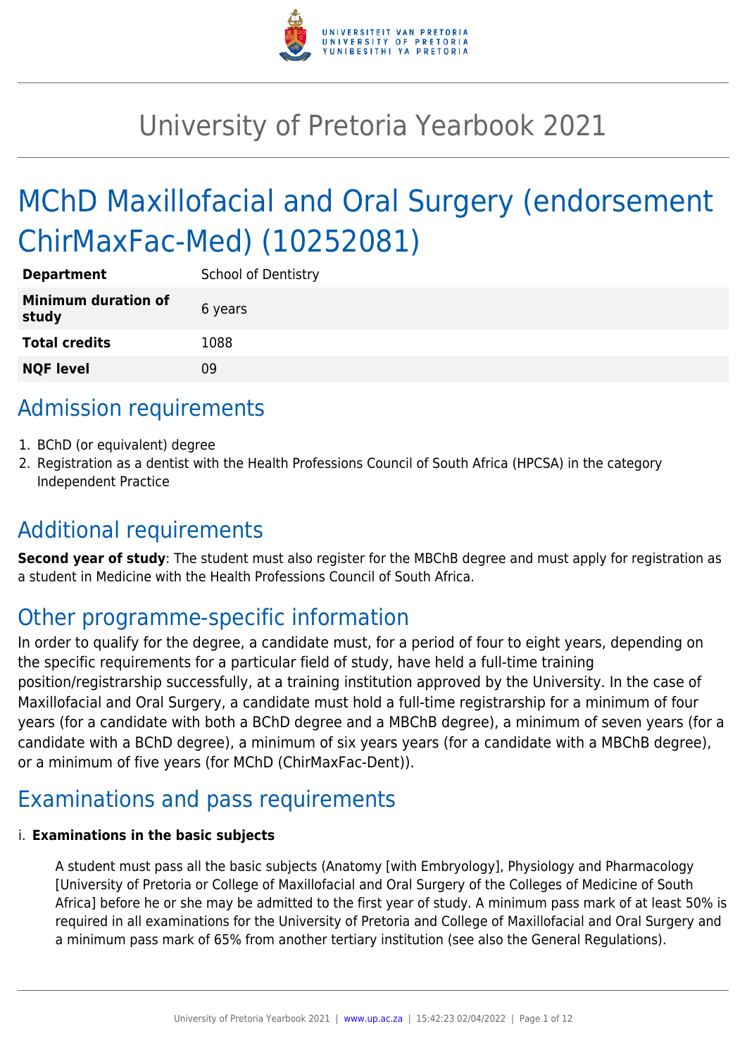# University of Pretoria Yearbook 2021

# MChD Maxillofacial and Oral Surgery (endorsement ChirMaxFac-Med) (10252081)

| | |
|---|---|
| **Department** | School of Dentistry |
| **Minimum duration of study** | 6 years |
| **Total credits** | 1088 |
| **NQF level** | 09 |

## Admission requirements

1. BChD (or equivalent) degree
2. Registration as a dentist with the Health Professions Council of South Africa (HPCSA) in the category Independent Practice

## Additional requirements

**Second year of study**: The student must also register for the MBChB degree and must apply for registration as a student in Medicine with the Health Professions Council of South Africa.

## Other programme-specific information

In order to qualify for the degree, a candidate must, for a period of four to eight years, depending on the specific requirements for a particular field of study, have held a full-time training position/registrarship successfully, at a training institution approved by the University. In the case of Maxillofacial and Oral Surgery, a candidate must hold a full-time registrarship for a minimum of four years (for a candidate with both a BChD degree and a MBChB degree), a minimum of seven years (for a candidate with a BChD degree), a minimum of six years years (for a candidate with a MBChB degree), or a minimum of five years (for MChD (ChirMaxFac-Dent)).

## Examinations and pass requirements

i. **Examinations in the basic subjects**

A student must pass all the basic subjects (Anatomy [with Embryology], Physiology and Pharmacology [University of Pretoria or College of Maxillofacial and Oral Surgery of the Colleges of Medicine of South Africa] before he or she may be admitted to the first year of study. A minimum pass mark of at least 50% is required in all examinations for the University of Pretoria and College of Maxillofacial and Oral Surgery and a minimum pass mark of 65% from another tertiary institution (see also the General Regulations).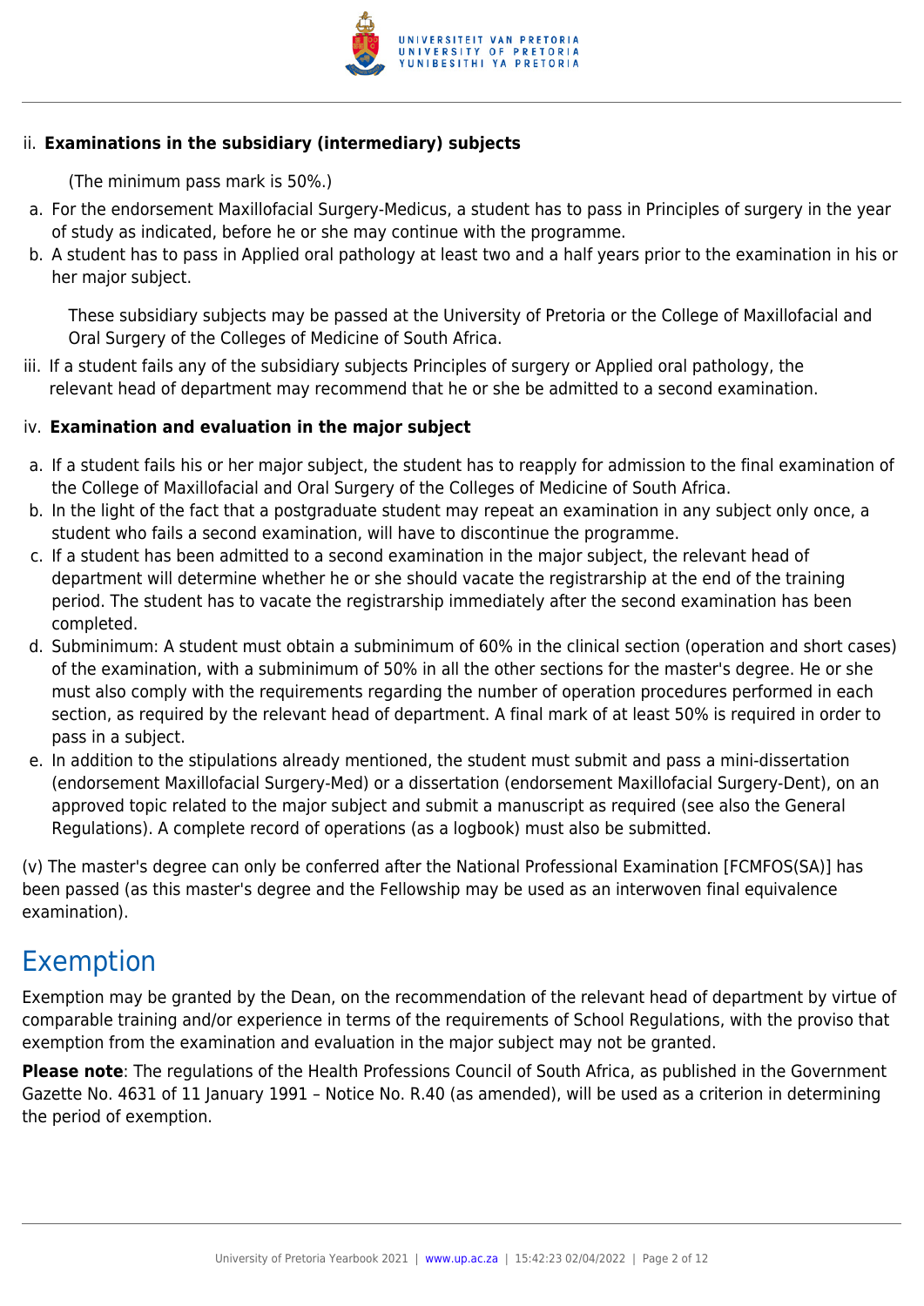ii. **Examinations in the subsidiary (intermediary) subjects**

(The minimum pass mark is 50%.)

a. For the endorsement Maxillofacial Surgery-Medicus, a student has to pass in Principles of surgery in the year of study as indicated, before he or she may continue with the programme.
b. A student has to pass in Applied oral pathology at least two and a half years prior to the examination in his or her major subject.

These subsidiary subjects may be passed at the University of Pretoria or the College of Maxillofacial and Oral Surgery of the Colleges of Medicine of South Africa.

iii. If a student fails any of the subsidiary subjects Principles of surgery or Applied oral pathology, the relevant head of department may recommend that he or she be admitted to a second examination.

iv. **Examination and evaluation in the major subject**

a. If a student fails his or her major subject, the student has to reapply for admission to the final examination of the College of Maxillofacial and Oral Surgery of the Colleges of Medicine of South Africa.
b. In the light of the fact that a postgraduate student may repeat an examination in any subject only once, a student who fails a second examination, will have to discontinue the programme.
c. If a student has been admitted to a second examination in the major subject, the relevant head of department will determine whether he or she should vacate the registrarship at the end of the training period. The student has to vacate the registrarship immediately after the second examination has been completed.
d. Subminimum: A student must obtain a subminimum of 60% in the clinical section (operation and short cases) of the examination, with a subminimum of 50% in all the other sections for the master's degree. He or she must also comply with the requirements regarding the number of operation procedures performed in each section, as required by the relevant head of department. A final mark of at least 50% is required in order to pass in a subject.
e. In addition to the stipulations already mentioned, the student must submit and pass a mini-dissertation (endorsement Maxillofacial Surgery-Med) or a dissertation (endorsement Maxillofacial Surgery-Dent), on an approved topic related to the major subject and submit a manuscript as required (see also the General Regulations). A complete record of operations (as a logbook) must also be submitted.

(v) The master's degree can only be conferred after the National Professional Examination [FCMFOS(SA)] has been passed (as this master's degree and the Fellowship may be used as an interwoven final equivalence examination).

## Exemption

Exemption may be granted by the Dean, on the recommendation of the relevant head of department by virtue of comparable training and/or experience in terms of the requirements of School Regulations, with the proviso that exemption from the examination and evaluation in the major subject may not be granted.

**Please note**: The regulations of the Health Professions Council of South Africa, as published in the Government Gazette No. 4631 of 11 January 1991 – Notice No. R.40 (as amended), will be used as a criterion in determining the period of exemption.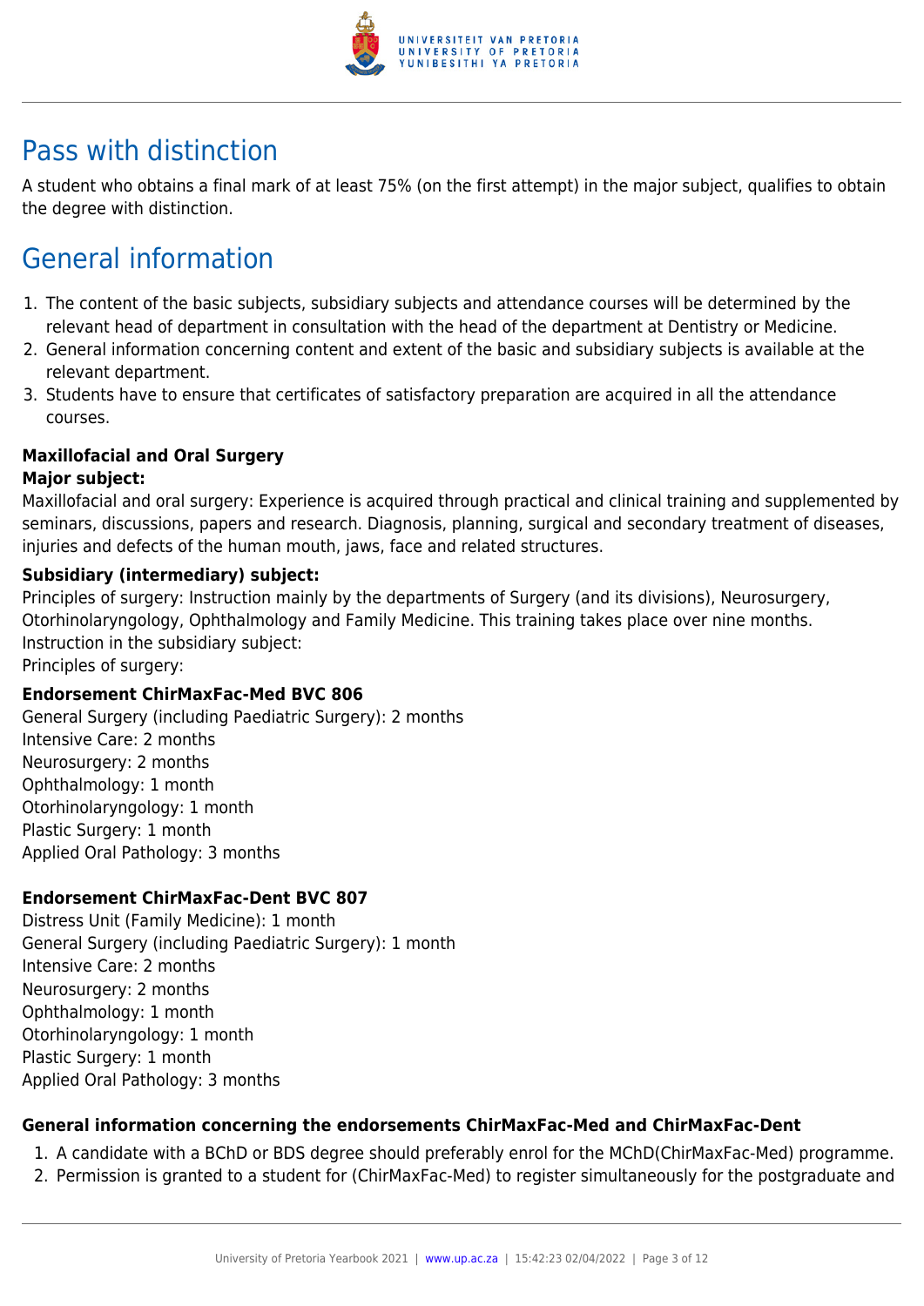## Pass with distinction

A student who obtains a final mark of at least 75% (on the first attempt) in the major subject, qualifies to obtain the degree with distinction.

## General information

1. The content of the basic subjects, subsidiary subjects and attendance courses will be determined by the relevant head of department in consultation with the head of the department at Dentistry or Medicine.
2. General information concerning content and extent of the basic and subsidiary subjects is available at the relevant department.
3. Students have to ensure that certificates of satisfactory preparation are acquired in all the attendance courses.

**Maxillofacial and Oral Surgery**

**Major subject:**

Maxillofacial and oral surgery: Experience is acquired through practical and clinical training and supplemented by seminars, discussions, papers and research. Diagnosis, planning, surgical and secondary treatment of diseases, injuries and defects of the human mouth, jaws, face and related structures.

**Subsidiary (intermediary) subject:**

Principles of surgery: Instruction mainly by the departments of Surgery (and its divisions), Neurosurgery, Otorhinolaryngology, Ophthalmology and Family Medicine. This training takes place over nine months.
Instruction in the subsidiary subject:
Principles of surgery:

**Endorsement ChirMaxFac-Med BVC 806**

General Surgery (including Paediatric Surgery): 2 months
Intensive Care: 2 months
Neurosurgery: 2 months
Ophthalmology: 1 month
Otorhinolaryngology: 1 month
Plastic Surgery: 1 month
Applied Oral Pathology: 3 months

**Endorsement ChirMaxFac-Dent BVC 807**

Distress Unit (Family Medicine): 1 month
General Surgery (including Paediatric Surgery): 1 month
Intensive Care: 2 months
Neurosurgery: 2 months
Ophthalmology: 1 month
Otorhinolaryngology: 1 month
Plastic Surgery: 1 month
Applied Oral Pathology: 3 months

**General information concerning the endorsements ChirMaxFac-Med and ChirMaxFac-Dent**

1. A candidate with a BChD or BDS degree should preferably enrol for the MChD(ChirMaxFac-Med) programme.
2. Permission is granted to a student for (ChirMaxFac-Med) to register simultaneously for the postgraduate and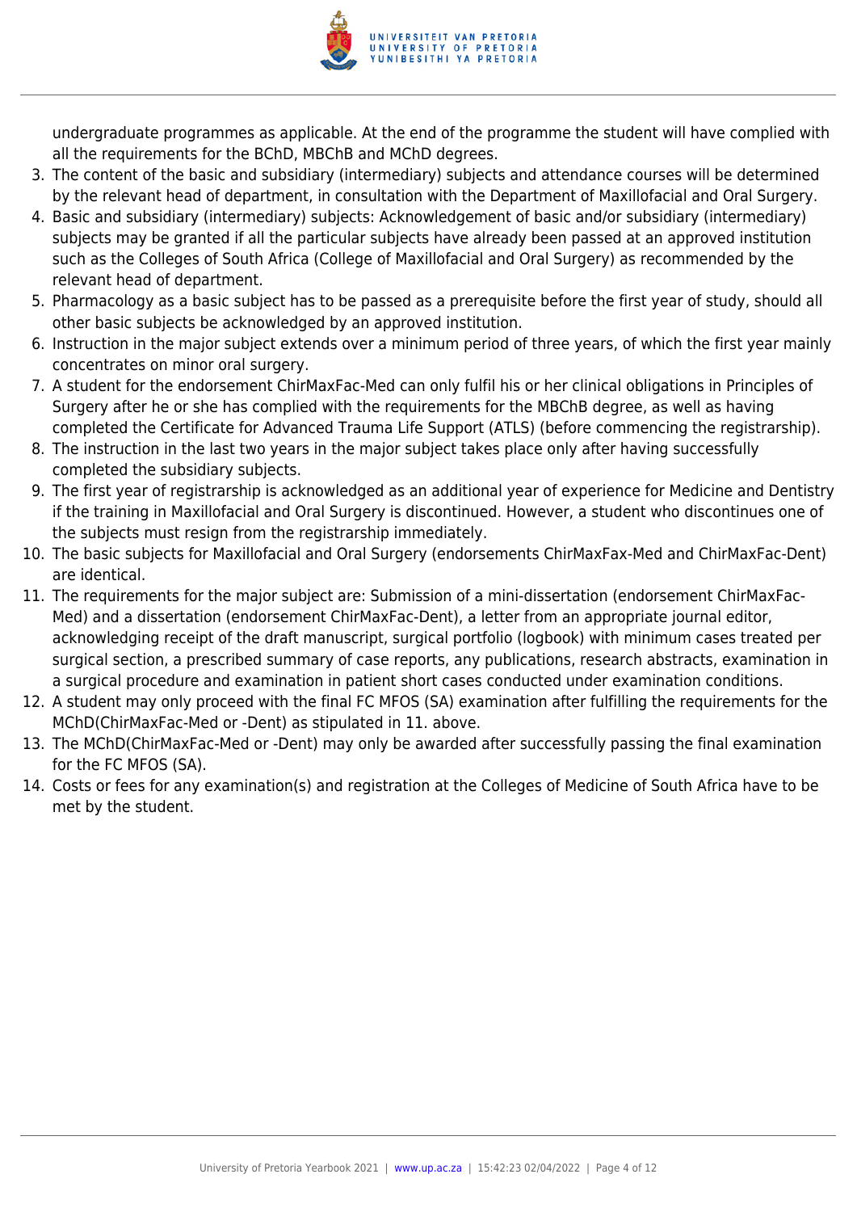undergraduate programmes as applicable. At the end of the programme the student will have complied with all the requirements for the BChD, MBChB and MChD degrees.

3. The content of the basic and subsidiary (intermediary) subjects and attendance courses will be determined by the relevant head of department, in consultation with the Department of Maxillofacial and Oral Surgery.
4. Basic and subsidiary (intermediary) subjects: Acknowledgement of basic and/or subsidiary (intermediary) subjects may be granted if all the particular subjects have already been passed at an approved institution such as the Colleges of South Africa (College of Maxillofacial and Oral Surgery) as recommended by the relevant head of department.
5. Pharmacology as a basic subject has to be passed as a prerequisite before the first year of study, should all other basic subjects be acknowledged by an approved institution.
6. Instruction in the major subject extends over a minimum period of three years, of which the first year mainly concentrates on minor oral surgery.
7. A student for the endorsement ChirMaxFac-Med can only fulfil his or her clinical obligations in Principles of Surgery after he or she has complied with the requirements for the MBChB degree, as well as having completed the Certificate for Advanced Trauma Life Support (ATLS) (before commencing the registrarship).
8. The instruction in the last two years in the major subject takes place only after having successfully completed the subsidiary subjects.
9. The first year of registrarship is acknowledged as an additional year of experience for Medicine and Dentistry if the training in Maxillofacial and Oral Surgery is discontinued. However, a student who discontinues one of the subjects must resign from the registrarship immediately.
10. The basic subjects for Maxillofacial and Oral Surgery (endorsements ChirMaxFax-Med and ChirMaxFac-Dent) are identical.
11. The requirements for the major subject are: Submission of a mini-dissertation (endorsement ChirMaxFac-Med) and a dissertation (endorsement ChirMaxFac-Dent), a letter from an appropriate journal editor, acknowledging receipt of the draft manuscript, surgical portfolio (logbook) with minimum cases treated per surgical section, a prescribed summary of case reports, any publications, research abstracts, examination in a surgical procedure and examination in patient short cases conducted under examination conditions.
12. A student may only proceed with the final FC MFOS (SA) examination after fulfilling the requirements for the MChD(ChirMaxFac-Med or -Dent) as stipulated in 11. above.
13. The MChD(ChirMaxFac-Med or -Dent) may only be awarded after successfully passing the final examination for the FC MFOS (SA).
14. Costs or fees for any examination(s) and registration at the Colleges of Medicine of South Africa have to be met by the student.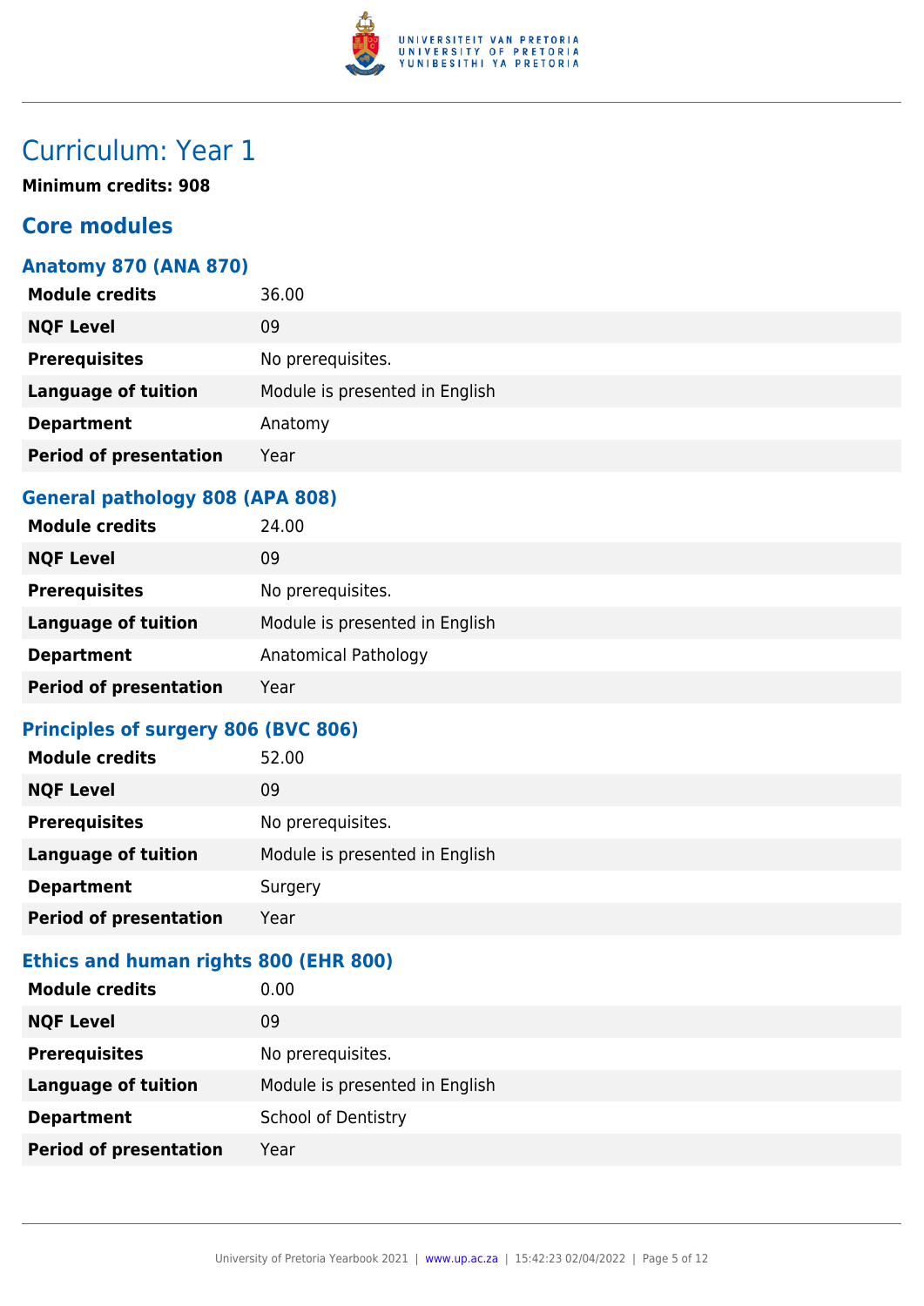# Curriculum: Year 1

**Minimum credits: 908**

## Core modules

### Anatomy 870 (ANA 870)

| | |
|---|---|
| **Module credits** | 36.00 |
| **NQF Level** | 09 |
| **Prerequisites** | No prerequisites. |
| **Language of tuition** | Module is presented in English |
| **Department** | Anatomy |
| **Period of presentation** | Year |

### General pathology 808 (APA 808)

| | |
|---|---|
| **Module credits** | 24.00 |
| **NQF Level** | 09 |
| **Prerequisites** | No prerequisites. |
| **Language of tuition** | Module is presented in English |
| **Department** | Anatomical Pathology |
| **Period of presentation** | Year |

### Principles of surgery 806 (BVC 806)

| | |
|---|---|
| **Module credits** | 52.00 |
| **NQF Level** | 09 |
| **Prerequisites** | No prerequisites. |
| **Language of tuition** | Module is presented in English |
| **Department** | Surgery |
| **Period of presentation** | Year |

### Ethics and human rights 800 (EHR 800)

| | |
|---|---|
| **Module credits** | 0.00 |
| **NQF Level** | 09 |
| **Prerequisites** | No prerequisites. |
| **Language of tuition** | Module is presented in English |
| **Department** | School of Dentistry |
| **Period of presentation** | Year |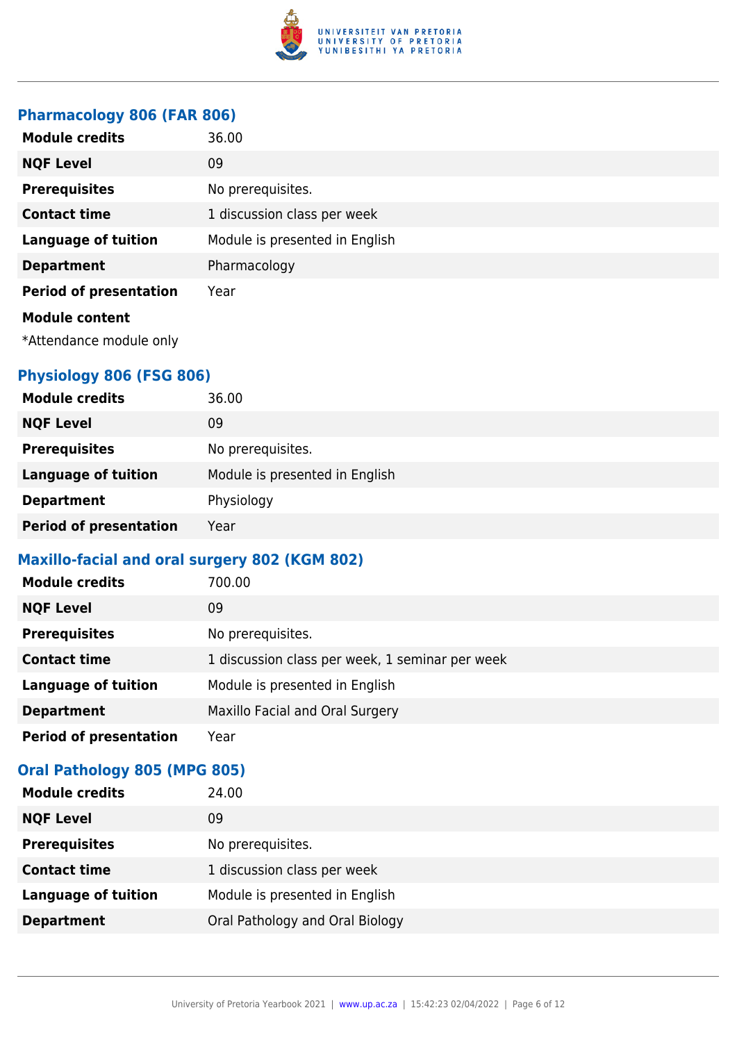### Pharmacology 806 (FAR 806)

| | |
|---|---|
| **Module credits** | 36.00 |
| **NQF Level** | 09 |
| **Prerequisites** | No prerequisites. |
| **Contact time** | 1 discussion class per week |
| **Language of tuition** | Module is presented in English |
| **Department** | Pharmacology |
| **Period of presentation** | Year |

**Module content**

*Attendance module only

### Physiology 806 (FSG 806)

| | |
|---|---|
| **Module credits** | 36.00 |
| **NQF Level** | 09 |
| **Prerequisites** | No prerequisites. |
| **Language of tuition** | Module is presented in English |
| **Department** | Physiology |
| **Period of presentation** | Year |

### Maxillo-facial and oral surgery 802 (KGM 802)

| | |
|---|---|
| **Module credits** | 700.00 |
| **NQF Level** | 09 |
| **Prerequisites** | No prerequisites. |
| **Contact time** | 1 discussion class per week, 1 seminar per week |
| **Language of tuition** | Module is presented in English |
| **Department** | Maxillo Facial and Oral Surgery |
| **Period of presentation** | Year |

### Oral Pathology 805 (MPG 805)

| | |
|---|---|
| **Module credits** | 24.00 |
| **NQF Level** | 09 |
| **Prerequisites** | No prerequisites. |
| **Contact time** | 1 discussion class per week |
| **Language of tuition** | Module is presented in English |
| **Department** | Oral Pathology and Oral Biology |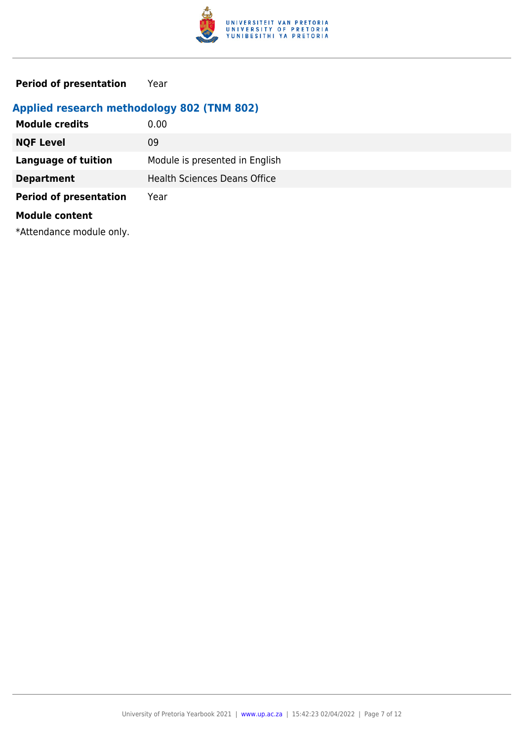| | |
|---|---|
| **Period of presentation** | Year |

### Applied research methodology 802 (TNM 802)

| | |
|---|---|
| **Module credits** | 0.00 |
| **NQF Level** | 09 |
| **Language of tuition** | Module is presented in English |
| **Department** | Health Sciences Deans Office |
| **Period of presentation** | Year |

**Module content**

*Attendance module only.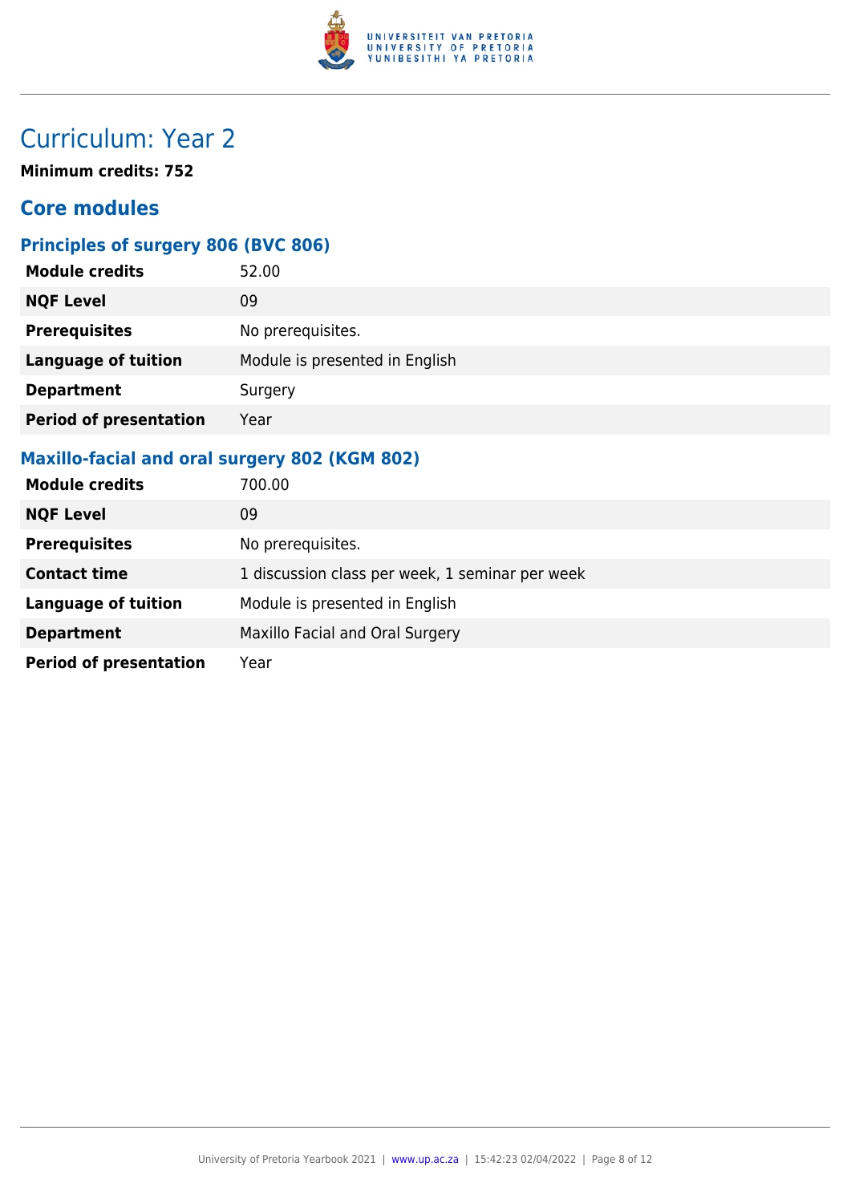# Curriculum: Year 2

**Minimum credits: 752**

## Core modules

### Principles of surgery 806 (BVC 806)

| | |
|---|---|
| **Module credits** | 52.00 |
| **NQF Level** | 09 |
| **Prerequisites** | No prerequisites. |
| **Language of tuition** | Module is presented in English |
| **Department** | Surgery |
| **Period of presentation** | Year |

### Maxillo-facial and oral surgery 802 (KGM 802)

| | |
|---|---|
| **Module credits** | 700.00 |
| **NQF Level** | 09 |
| **Prerequisites** | No prerequisites. |
| **Contact time** | 1 discussion class per week, 1 seminar per week |
| **Language of tuition** | Module is presented in English |
| **Department** | Maxillo Facial and Oral Surgery |
| **Period of presentation** | Year |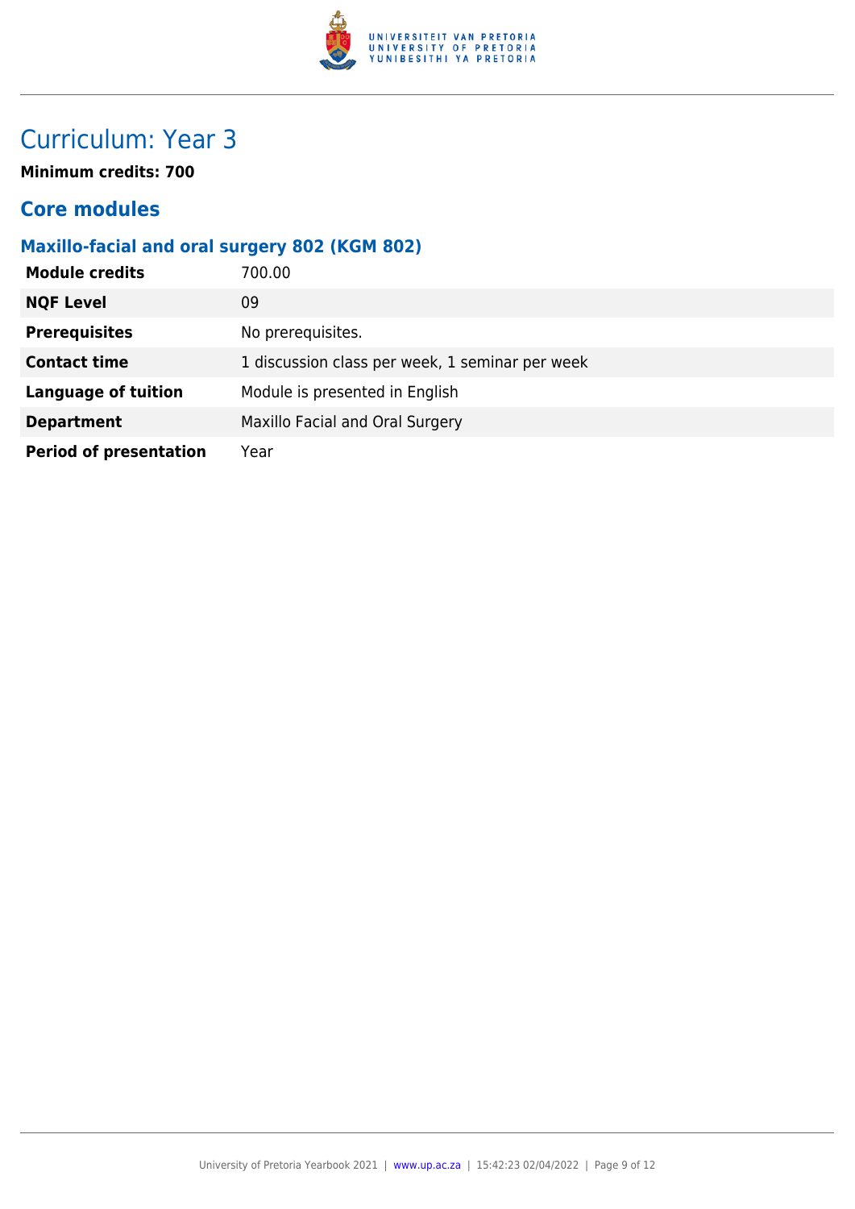# Curriculum: Year 3

**Minimum credits: 700**

## Core modules

### Maxillo-facial and oral surgery 802 (KGM 802)

| | |
|---|---|
| **Module credits** | 700.00 |
| **NQF Level** | 09 |
| **Prerequisites** | No prerequisites. |
| **Contact time** | 1 discussion class per week, 1 seminar per week |
| **Language of tuition** | Module is presented in English |
| **Department** | Maxillo Facial and Oral Surgery |
| **Period of presentation** | Year |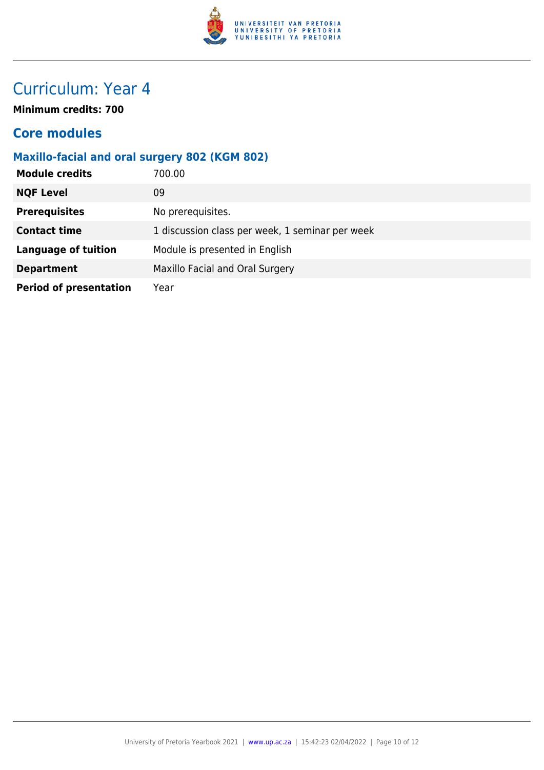# Curriculum: Year 4

**Minimum credits: 700**

## Core modules

### Maxillo-facial and oral surgery 802 (KGM 802)

| | |
|---|---|
| **Module credits** | 700.00 |
| **NQF Level** | 09 |
| **Prerequisites** | No prerequisites. |
| **Contact time** | 1 discussion class per week, 1 seminar per week |
| **Language of tuition** | Module is presented in English |
| **Department** | Maxillo Facial and Oral Surgery |
| **Period of presentation** | Year |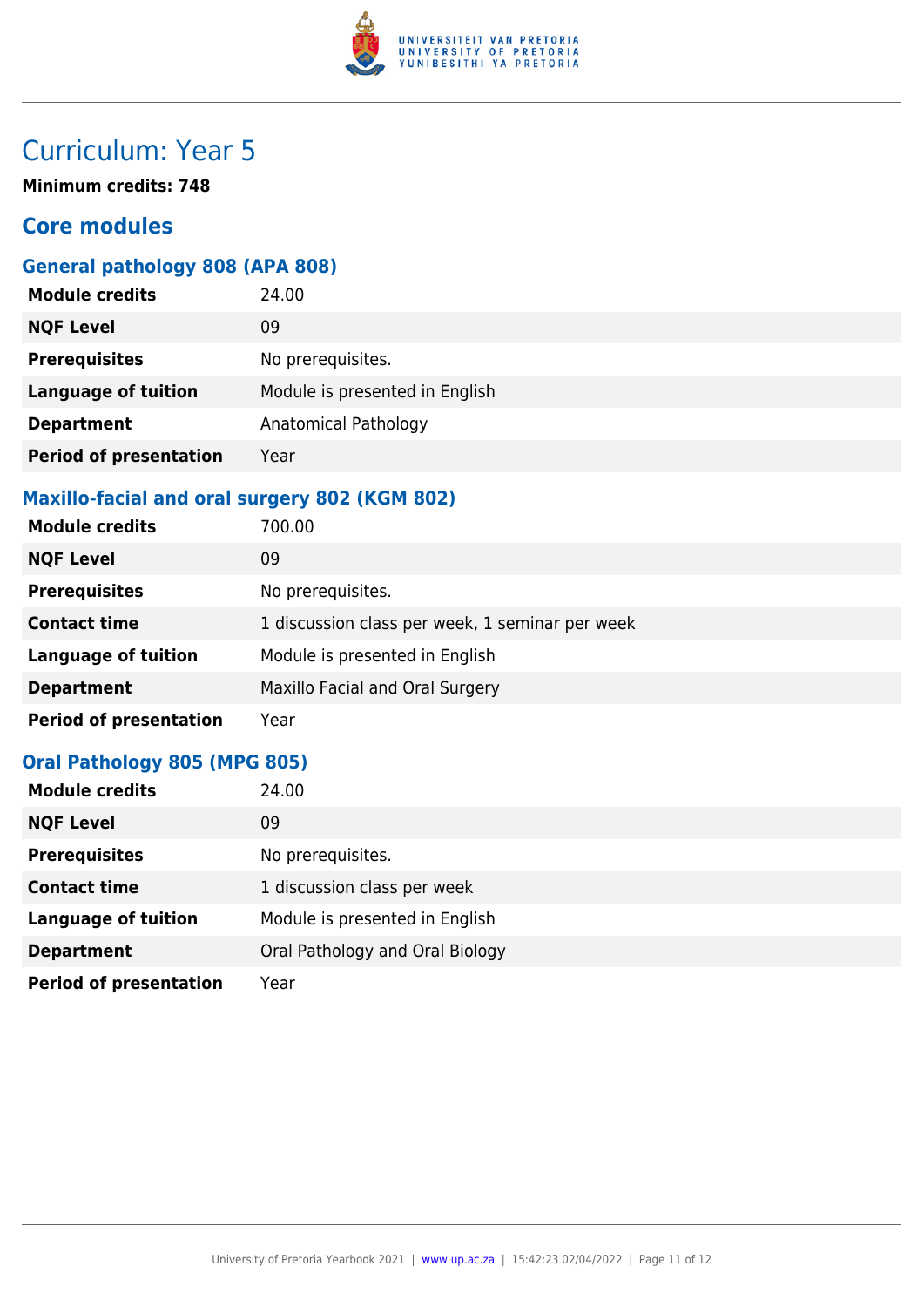# Curriculum: Year 5

**Minimum credits: 748**

## Core modules

### General pathology 808 (APA 808)

| | |
|---|---|
| **Module credits** | 24.00 |
| **NQF Level** | 09 |
| **Prerequisites** | No prerequisites. |
| **Language of tuition** | Module is presented in English |
| **Department** | Anatomical Pathology |
| **Period of presentation** | Year |

### Maxillo-facial and oral surgery 802 (KGM 802)

| | |
|---|---|
| **Module credits** | 700.00 |
| **NQF Level** | 09 |
| **Prerequisites** | No prerequisites. |
| **Contact time** | 1 discussion class per week, 1 seminar per week |
| **Language of tuition** | Module is presented in English |
| **Department** | Maxillo Facial and Oral Surgery |
| **Period of presentation** | Year |

### Oral Pathology 805 (MPG 805)

| | |
|---|---|
| **Module credits** | 24.00 |
| **NQF Level** | 09 |
| **Prerequisites** | No prerequisites. |
| **Contact time** | 1 discussion class per week |
| **Language of tuition** | Module is presented in English |
| **Department** | Oral Pathology and Oral Biology |
| **Period of presentation** | Year |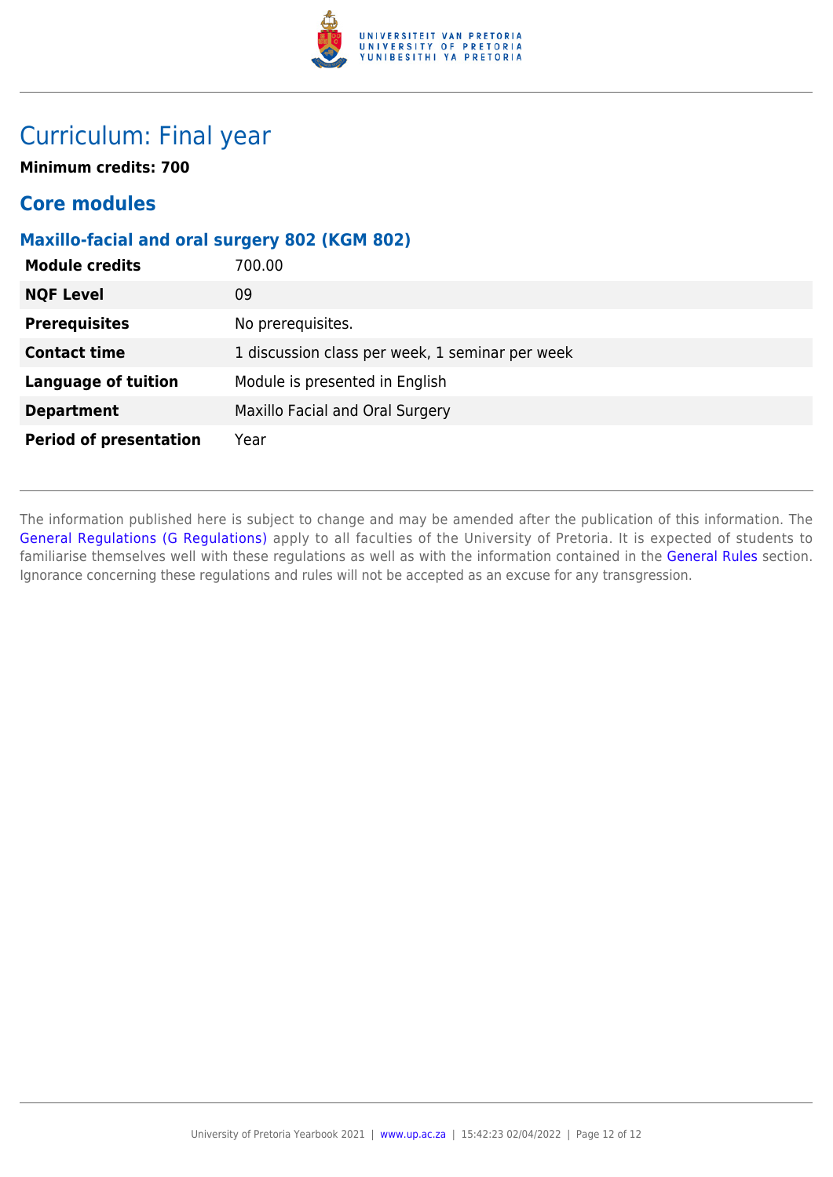# Curriculum: Final year

**Minimum credits: 700**

## Core modules

### Maxillo-facial and oral surgery 802 (KGM 802)

| | |
|---|---|
| **Module credits** | 700.00 |
| **NQF Level** | 09 |
| **Prerequisites** | No prerequisites. |
| **Contact time** | 1 discussion class per week, 1 seminar per week |
| **Language of tuition** | Module is presented in English |
| **Department** | Maxillo Facial and Oral Surgery |
| **Period of presentation** | Year |

The information published here is subject to change and may be amended after the publication of this information. The General Regulations (G Regulations) apply to all faculties of the University of Pretoria. It is expected of students to familiarise themselves well with these regulations as well as with the information contained in the General Rules section. Ignorance concerning these regulations and rules will not be accepted as an excuse for any transgression.